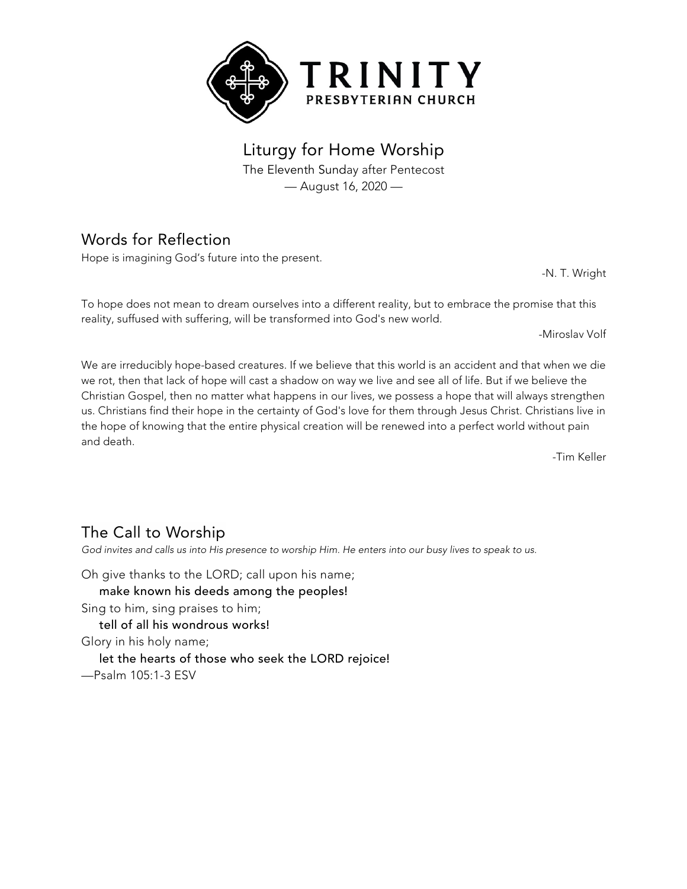# TRINITY
PRESBYTERIAN CHURCH

## Liturgy for Home Worship

The Eleventh Sunday after Pentecost
— August 16, 2020 —

## Words for Reflection

Hope is imagining God's future into the present.

-N. T. Wright

To hope does not mean to dream ourselves into a different reality, but to embrace the promise that this reality, suffused with suffering, will be transformed into God's new world.

-Miroslav Volf

We are irreducibly hope-based creatures. If we believe that this world is an accident and that when we die we rot, then that lack of hope will cast a shadow on way we live and see all of life. But if we believe the Christian Gospel, then no matter what happens in our lives, we possess a hope that will always strengthen us. Christians find their hope in the certainty of God's love for them through Jesus Christ. Christians live in the hope of knowing that the entire physical creation will be renewed into a perfect world without pain and death.

-Tim Keller

## The Call to Worship

*God invites and calls us into His presence to worship Him. He enters into our busy lives to speak to us.*

Oh give thanks to the LORD; call upon his name;
**make known his deeds among the peoples!**
Sing to him, sing praises to him;
**tell of all his wondrous works!**
Glory in his holy name;
**let the hearts of those who seek the LORD rejoice!**
—Psalm 105:1-3 ESV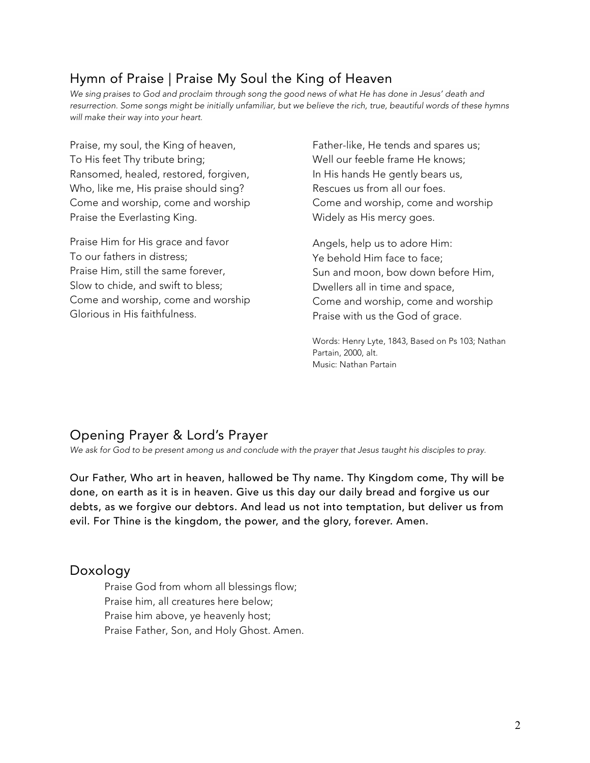## Hymn of Praise | Praise My Soul the King of Heaven

*We sing praises to God and proclaim through song the good news of what He has done in Jesus' death and resurrection. Some songs might be initially unfamiliar, but we believe the rich, true, beautiful words of these hymns will make their way into your heart.*

Praise, my soul, the King of heaven,
To His feet Thy tribute bring;
Ransomed, healed, restored, forgiven,
Who, like me, His praise should sing?
Come and worship, come and worship
Praise the Everlasting King.

Praise Him for His grace and favor
To our fathers in distress;
Praise Him, still the same forever,
Slow to chide, and swift to bless;
Come and worship, come and worship
Glorious in His faithfulness.

Father-like, He tends and spares us;
Well our feeble frame He knows;
In His hands He gently bears us,
Rescues us from all our foes.
Come and worship, come and worship
Widely as His mercy goes.

Angels, help us to adore Him:
Ye behold Him face to face;
Sun and moon, bow down before Him,
Dwellers all in time and space,
Come and worship, come and worship
Praise with us the God of grace.

Words: Henry Lyte, 1843, Based on Ps 103; Nathan Partain, 2000, alt.
Music: Nathan Partain

## Opening Prayer & Lord's Prayer

*We ask for God to be present among us and conclude with the prayer that Jesus taught his disciples to pray.*

**Our Father, Who art in heaven, hallowed be Thy name. Thy Kingdom come, Thy will be done, on earth as it is in heaven. Give us this day our daily bread and forgive us our debts, as we forgive our debtors. And lead us not into temptation, but deliver us from evil. For Thine is the kingdom, the power, and the glory, forever. Amen.**

## Doxology

Praise God from whom all blessings flow;
Praise him, all creatures here below;
Praise him above, ye heavenly host;
Praise Father, Son, and Holy Ghost. Amen.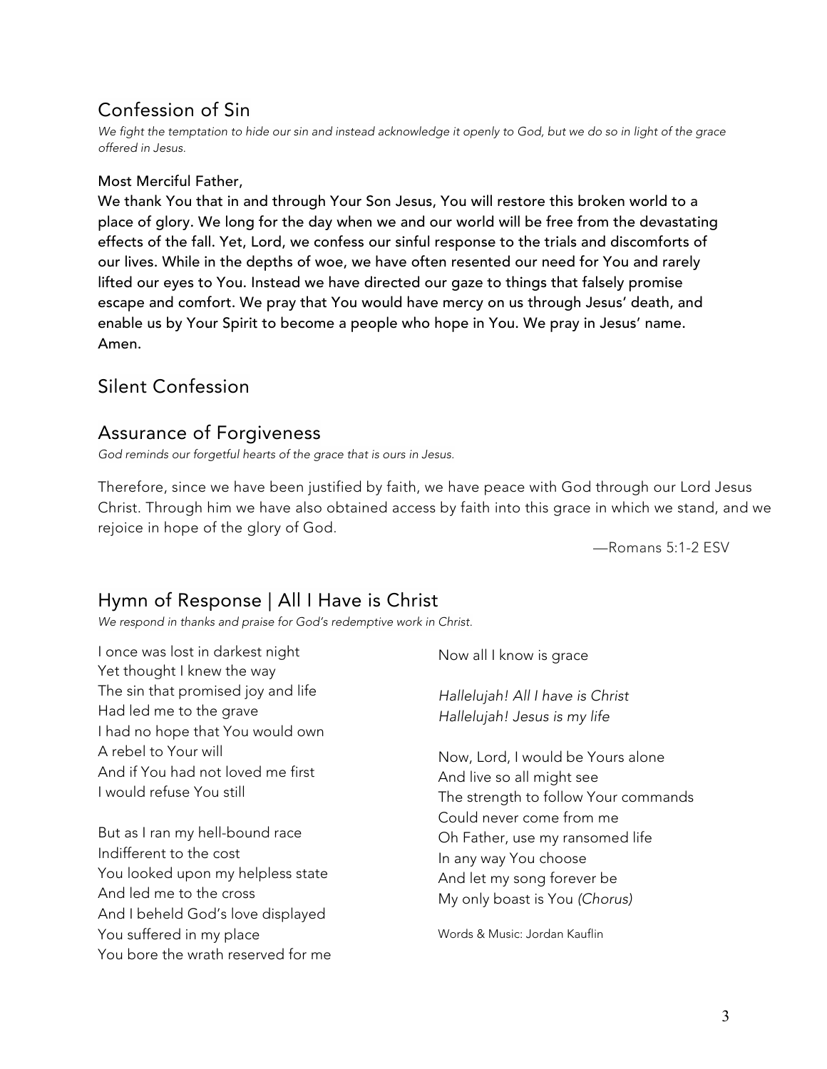## Confession of Sin

*We fight the temptation to hide our sin and instead acknowledge it openly to God, but we do so in light of the grace offered in Jesus.*

**Most Merciful Father,**
**We thank You that in and through Your Son Jesus, You will restore this broken world to a place of glory. We long for the day when we and our world will be free from the devastating effects of the fall. Yet, Lord, we confess our sinful response to the trials and discomforts of our lives. While in the depths of woe, we have often resented our need for You and rarely lifted our eyes to You. Instead we have directed our gaze to things that falsely promise escape and comfort. We pray that You would have mercy on us through Jesus' death, and enable us by Your Spirit to become a people who hope in You. We pray in Jesus' name. Amen.**

## Silent Confession

## Assurance of Forgiveness

*God reminds our forgetful hearts of the grace that is ours in Jesus.*

Therefore, since we have been justified by faith, we have peace with God through our Lord Jesus Christ. Through him we have also obtained access by faith into this grace in which we stand, and we rejoice in hope of the glory of God.

—Romans 5:1-2 ESV

## Hymn of Response | All I Have is Christ

*We respond in thanks and praise for God's redemptive work in Christ.*

I once was lost in darkest night
Yet thought I knew the way
The sin that promised joy and life
Had led me to the grave
I had no hope that You would own
A rebel to Your will
And if You had not loved me first
I would refuse You still

But as I ran my hell-bound race
Indifferent to the cost
You looked upon my helpless state
And led me to the cross
And I beheld God's love displayed
You suffered in my place
You bore the wrath reserved for me
Now all I know is grace

*Hallelujah! All I have is Christ*
*Hallelujah! Jesus is my life*

Now, Lord, I would be Yours alone
And live so all might see
The strength to follow Your commands
Could never come from me
Oh Father, use my ransomed life
In any way You choose
And let my song forever be
My only boast is You *(Chorus)*

Words & Music: Jordan Kauflin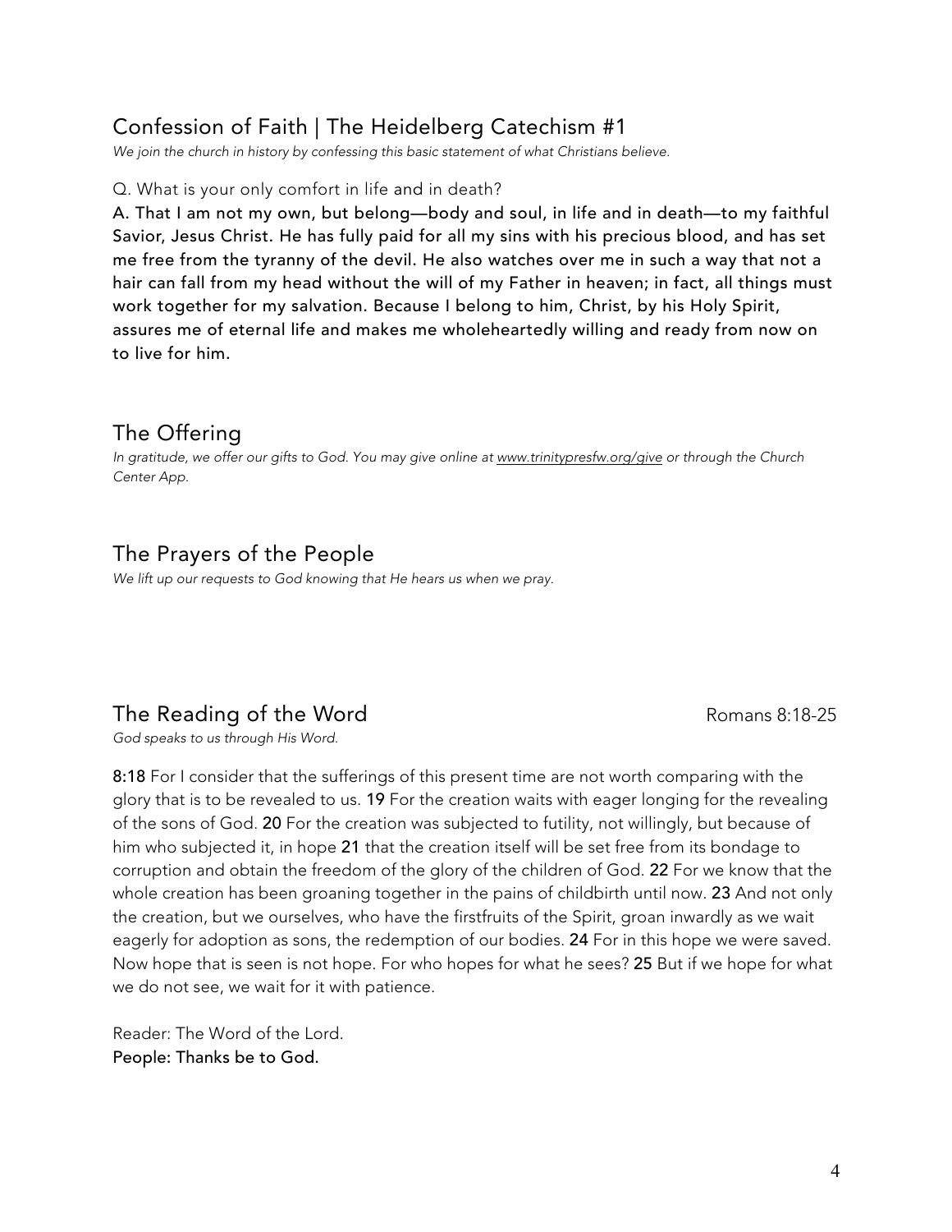## Confession of Faith | The Heidelberg Catechism #1

*We join the church in history by confessing this basic statement of what Christians believe.*

Q. What is your only comfort in life and in death?

**A. That I am not my own, but belong—body and soul, in life and in death—to my faithful Savior, Jesus Christ. He has fully paid for all my sins with his precious blood, and has set me free from the tyranny of the devil. He also watches over me in such a way that not a hair can fall from my head without the will of my Father in heaven; in fact, all things must work together for my salvation. Because I belong to him, Christ, by his Holy Spirit, assures me of eternal life and makes me wholeheartedly willing and ready from now on to live for him.**

## The Offering

*In gratitude, we offer our gifts to God. You may give online at www.trinitypresfw.org/give or through the Church Center App.*

## The Prayers of the People

*We lift up our requests to God knowing that He hears us when we pray.*

## The Reading of the Word — Romans 8:18-25

*God speaks to us through His Word.*

**8:18** For I consider that the sufferings of this present time are not worth comparing with the glory that is to be revealed to us. **19** For the creation waits with eager longing for the revealing of the sons of God. **20** For the creation was subjected to futility, not willingly, but because of him who subjected it, in hope **21** that the creation itself will be set free from its bondage to corruption and obtain the freedom of the glory of the children of God. **22** For we know that the whole creation has been groaning together in the pains of childbirth until now. **23** And not only the creation, but we ourselves, who have the firstfruits of the Spirit, groan inwardly as we wait eagerly for adoption as sons, the redemption of our bodies. **24** For in this hope we were saved. Now hope that is seen is not hope. For who hopes for what he sees? **25** But if we hope for what we do not see, we wait for it with patience.

Reader: The Word of the Lord.
**People: Thanks be to God.**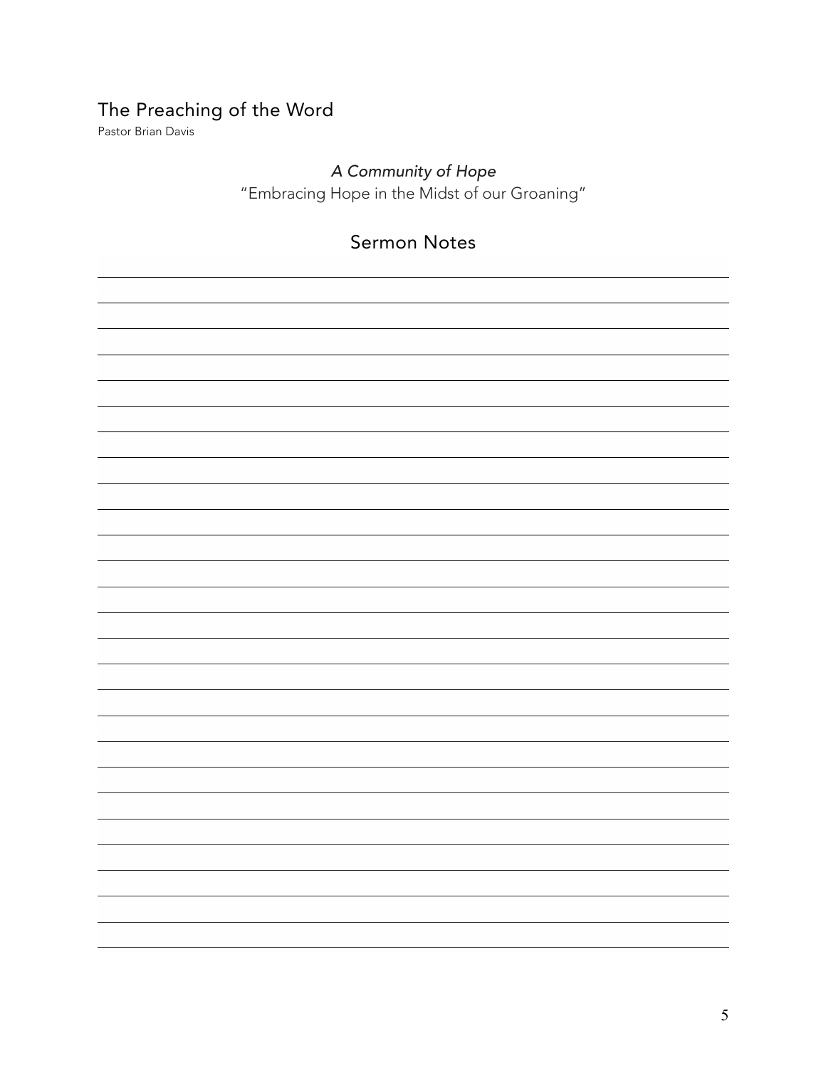## The Preaching of the Word

Pastor Brian Davis

*A Community of Hope*

"Embracing Hope in the Midst of our Groaning"

### Sermon Notes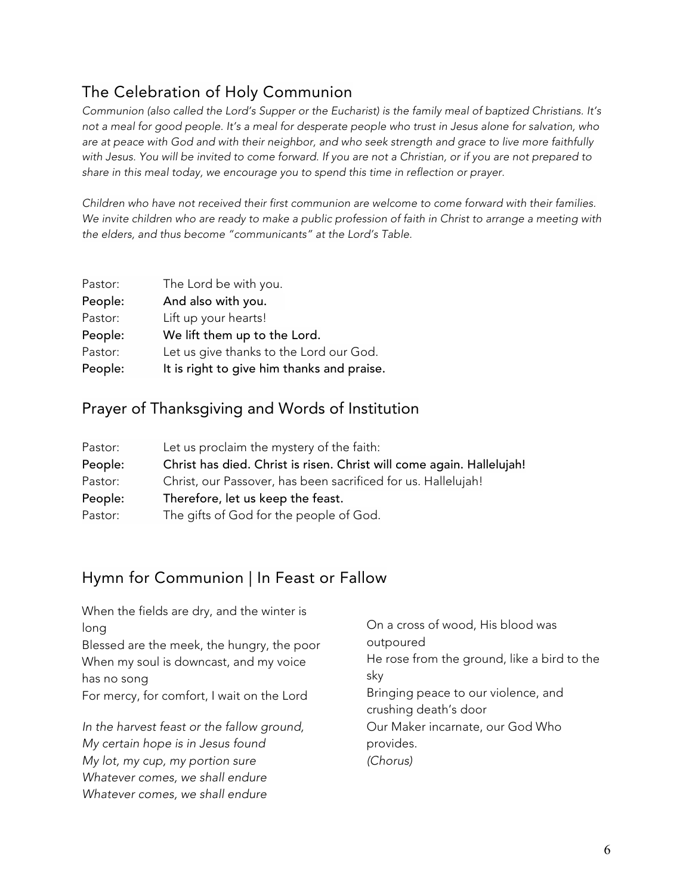## The Celebration of Holy Communion

*Communion (also called the Lord's Supper or the Eucharist) is the family meal of baptized Christians. It's not a meal for good people. It's a meal for desperate people who trust in Jesus alone for salvation, who are at peace with God and with their neighbor, and who seek strength and grace to live more faithfully with Jesus. You will be invited to come forward. If you are not a Christian, or if you are not prepared to share in this meal today, we encourage you to spend this time in reflection or prayer.*

*Children who have not received their first communion are welcome to come forward with their families. We invite children who are ready to make a public profession of faith in Christ to arrange a meeting with the elders, and thus become "communicants" at the Lord's Table.*

Pastor: The Lord be with you.
**People: And also with you.**
Pastor: Lift up your hearts!
**People: We lift them up to the Lord.**
Pastor: Let us give thanks to the Lord our God.
**People: It is right to give him thanks and praise.**

## Prayer of Thanksgiving and Words of Institution

Pastor: Let us proclaim the mystery of the faith:
**People: Christ has died. Christ is risen. Christ will come again. Hallelujah!**
Pastor: Christ, our Passover, has been sacrificed for us. Hallelujah!
**People: Therefore, let us keep the feast.**
Pastor: The gifts of God for the people of God.

## Hymn for Communion | In Feast or Fallow

When the fields are dry, and the winter is long
Blessed are the meek, the hungry, the poor
When my soul is downcast, and my voice has no song
For mercy, for comfort, I wait on the Lord

*In the harvest feast or the fallow ground,*
*My certain hope is in Jesus found*
*My lot, my cup, my portion sure*
*Whatever comes, we shall endure*
*Whatever comes, we shall endure*

On a cross of wood, His blood was outpoured
He rose from the ground, like a bird to the sky
Bringing peace to our violence, and crushing death's door
Our Maker incarnate, our God Who provides.
*(Chorus)*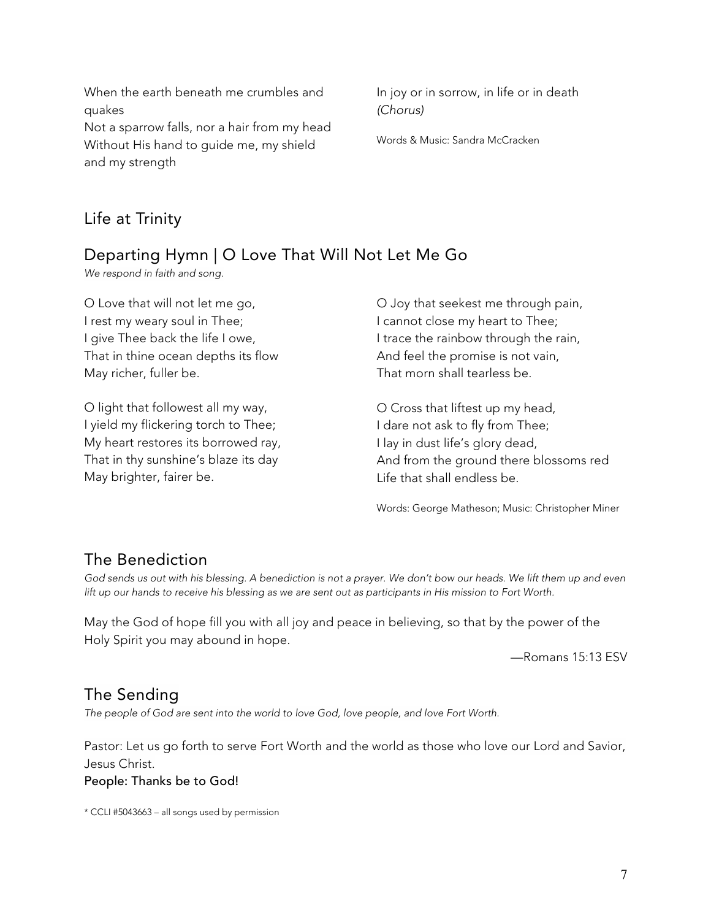When the earth beneath me crumbles and quakes
Not a sparrow falls, nor a hair from my head
Without His hand to guide me, my shield and my strength
In joy or in sorrow, in life or in death
*(Chorus)*

Words & Music: Sandra McCracken

## Life at Trinity

## Departing Hymn | O Love That Will Not Let Me Go

*We respond in faith and song.*

O Love that will not let me go,
I rest my weary soul in Thee;
I give Thee back the life I owe,
That in thine ocean depths its flow
May richer, fuller be.

O light that followest all my way,
I yield my flickering torch to Thee;
My heart restores its borrowed ray,
That in thy sunshine's blaze its day
May brighter, fairer be.

O Joy that seekest me through pain,
I cannot close my heart to Thee;
I trace the rainbow through the rain,
And feel the promise is not vain,
That morn shall tearless be.

O Cross that liftest up my head,
I dare not ask to fly from Thee;
I lay in dust life's glory dead,
And from the ground there blossoms red
Life that shall endless be.

Words: George Matheson; Music: Christopher Miner

## The Benediction

*God sends us out with his blessing. A benediction is not a prayer. We don't bow our heads. We lift them up and even lift up our hands to receive his blessing as we are sent out as participants in His mission to Fort Worth.*

May the God of hope fill you with all joy and peace in believing, so that by the power of the Holy Spirit you may abound in hope.

—Romans 15:13 ESV

## The Sending

*The people of God are sent into the world to love God, love people, and love Fort Worth.*

Pastor: Let us go forth to serve Fort Worth and the world as those who love our Lord and Savior, Jesus Christ.

**People: Thanks be to God!**

* CCLI #5043663 – all songs used by permission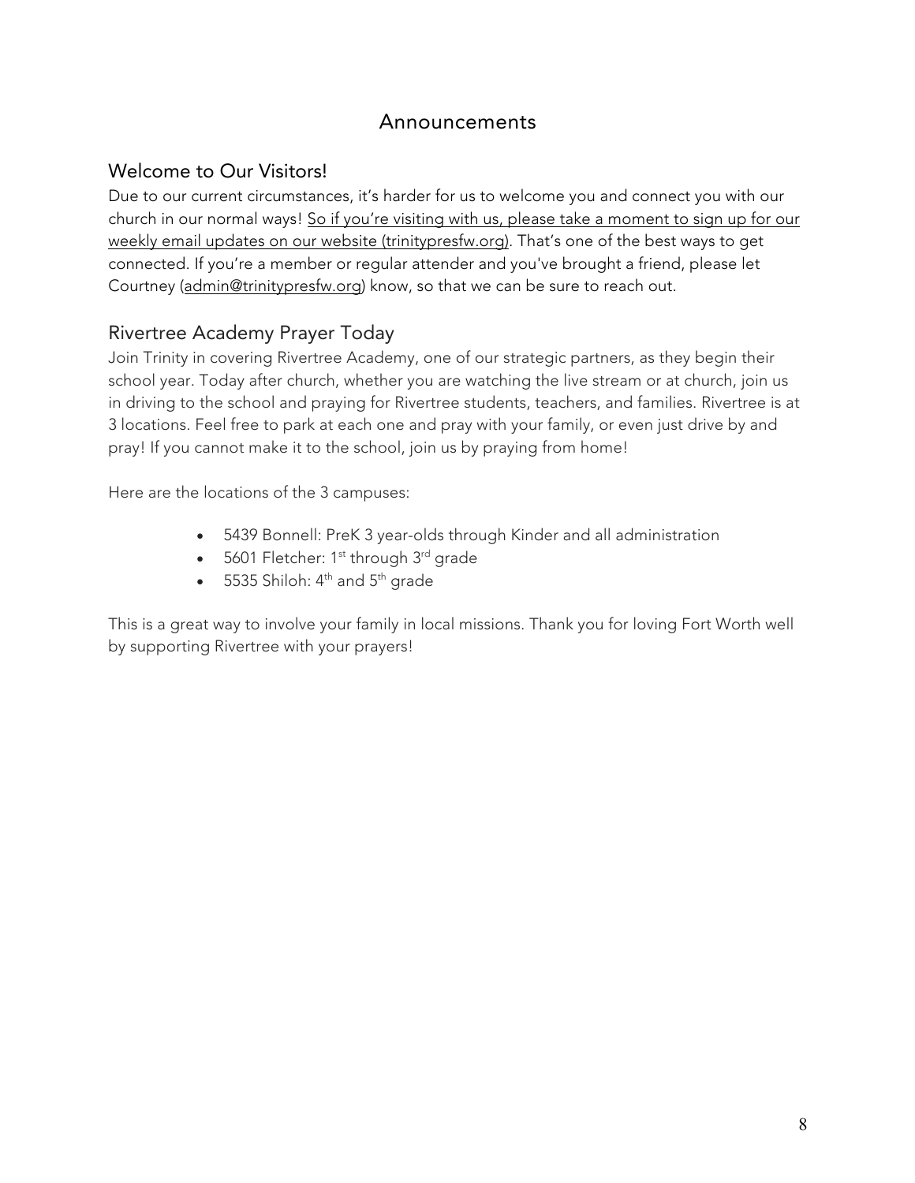# Announcements

## Welcome to Our Visitors!

Due to our current circumstances, it's harder for us to welcome you and connect you with our church in our normal ways! <u>So if you're visiting with us, please take a moment to sign up for our weekly email updates on our website (trinitypresfw.org)</u>. That's one of the best ways to get connected. If you're a member or regular attender and you've brought a friend, please let Courtney (admin@trinitypresfw.org) know, so that we can be sure to reach out.

## Rivertree Academy Prayer Today

Join Trinity in covering Rivertree Academy, one of our strategic partners, as they begin their school year. Today after church, whether you are watching the live stream or at church, join us in driving to the school and praying for Rivertree students, teachers, and families. Rivertree is at 3 locations. Feel free to park at each one and pray with your family, or even just drive by and pray! If you cannot make it to the school, join us by praying from home!

Here are the locations of the 3 campuses:

- 5439 Bonnell: PreK 3 year-olds through Kinder and all administration
- 5601 Fletcher: 1st through 3rd grade
- 5535 Shiloh: 4th and 5th grade

This is a great way to involve your family in local missions. Thank you for loving Fort Worth well by supporting Rivertree with your prayers!